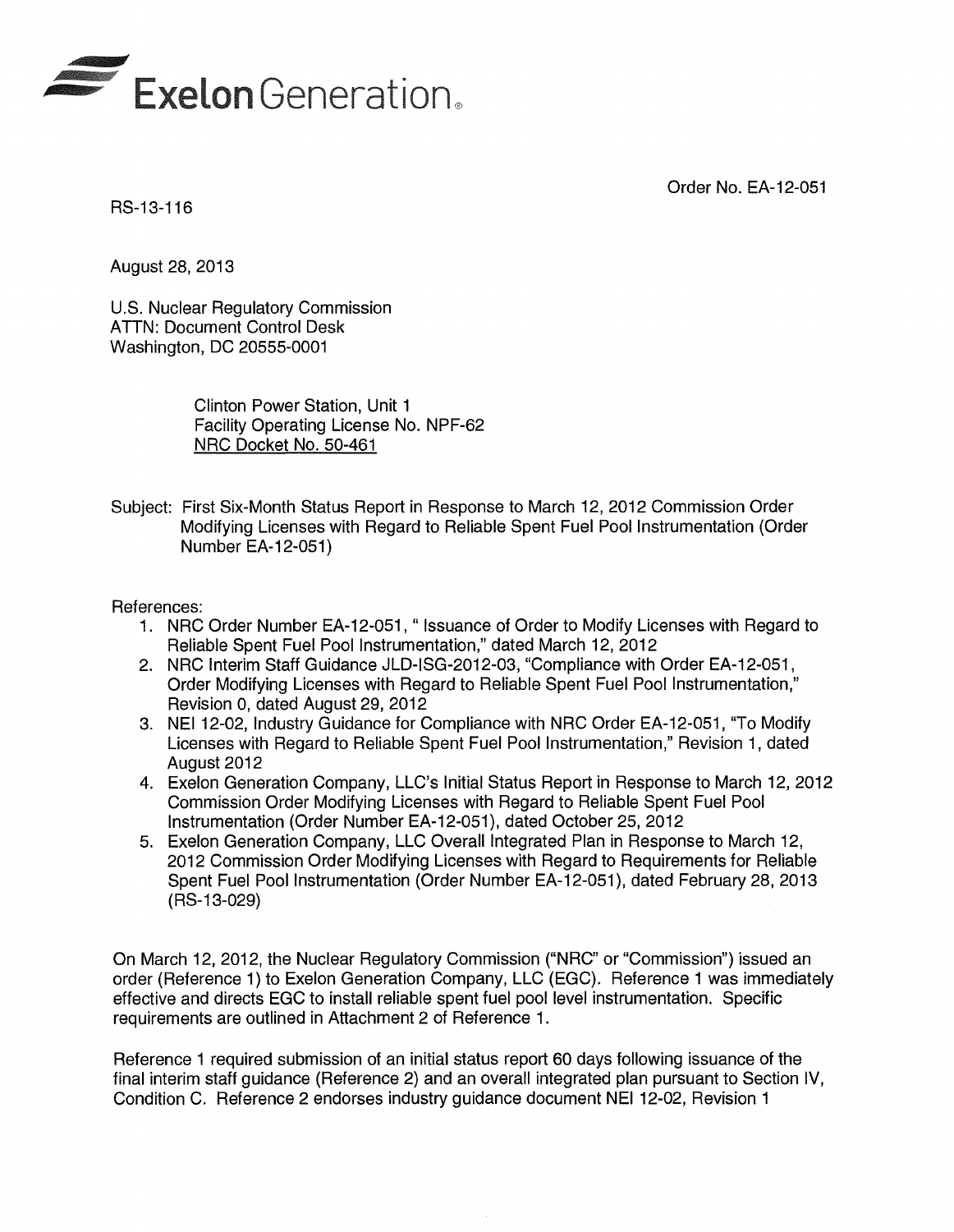Exelon Generation.

Order No. EA-12-051

RS-13-116

August 28, 2013

U.S. Nuclear Regulatory Commission
ATTN: Document Control Desk
Washington, DC 20555-0001

Clinton Power Station, Unit 1
Facility Operating License No. NPF-62
NRC Docket No. 50-461

Subject: First Six-Month Status Report in Response to March 12, 2012 Commission Order Modifying Licenses with Regard to Reliable Spent Fuel Pool Instrumentation (Order Number EA-12-051)

References:

1. NRC Order Number EA-12-051, " Issuance of Order to Modify Licenses with Regard to Reliable Spent Fuel Pool Instrumentation," dated March 12, 2012
2. NRC Interim Staff Guidance JLD-ISG-2012-03, "Compliance with Order EA-12-051, Order Modifying Licenses with Regard to Reliable Spent Fuel Pool Instrumentation," Revision 0, dated August 29, 2012
3. NEI 12-02, Industry Guidance for Compliance with NRC Order EA-12-051, "To Modify Licenses with Regard to Reliable Spent Fuel Pool Instrumentation," Revision 1, dated August 2012
4. Exelon Generation Company, LLC's Initial Status Report in Response to March 12, 2012 Commission Order Modifying Licenses with Regard to Reliable Spent Fuel Pool Instrumentation (Order Number EA-12-051), dated October 25, 2012
5. Exelon Generation Company, LLC Overall Integrated Plan in Response to March 12, 2012 Commission Order Modifying Licenses with Regard to Requirements for Reliable Spent Fuel Pool Instrumentation (Order Number EA-12-051), dated February 28, 2013 (RS-13-029)

On March 12, 2012, the Nuclear Regulatory Commission ("NRC" or "Commission") issued an order (Reference 1) to Exelon Generation Company, LLC (EGC). Reference 1 was immediately effective and directs EGC to install reliable spent fuel pool level instrumentation. Specific requirements are outlined in Attachment 2 of Reference 1.

Reference 1 required submission of an initial status report 60 days following issuance of the final interim staff guidance (Reference 2) and an overall integrated plan pursuant to Section IV, Condition C. Reference 2 endorses industry guidance document NEI 12-02, Revision 1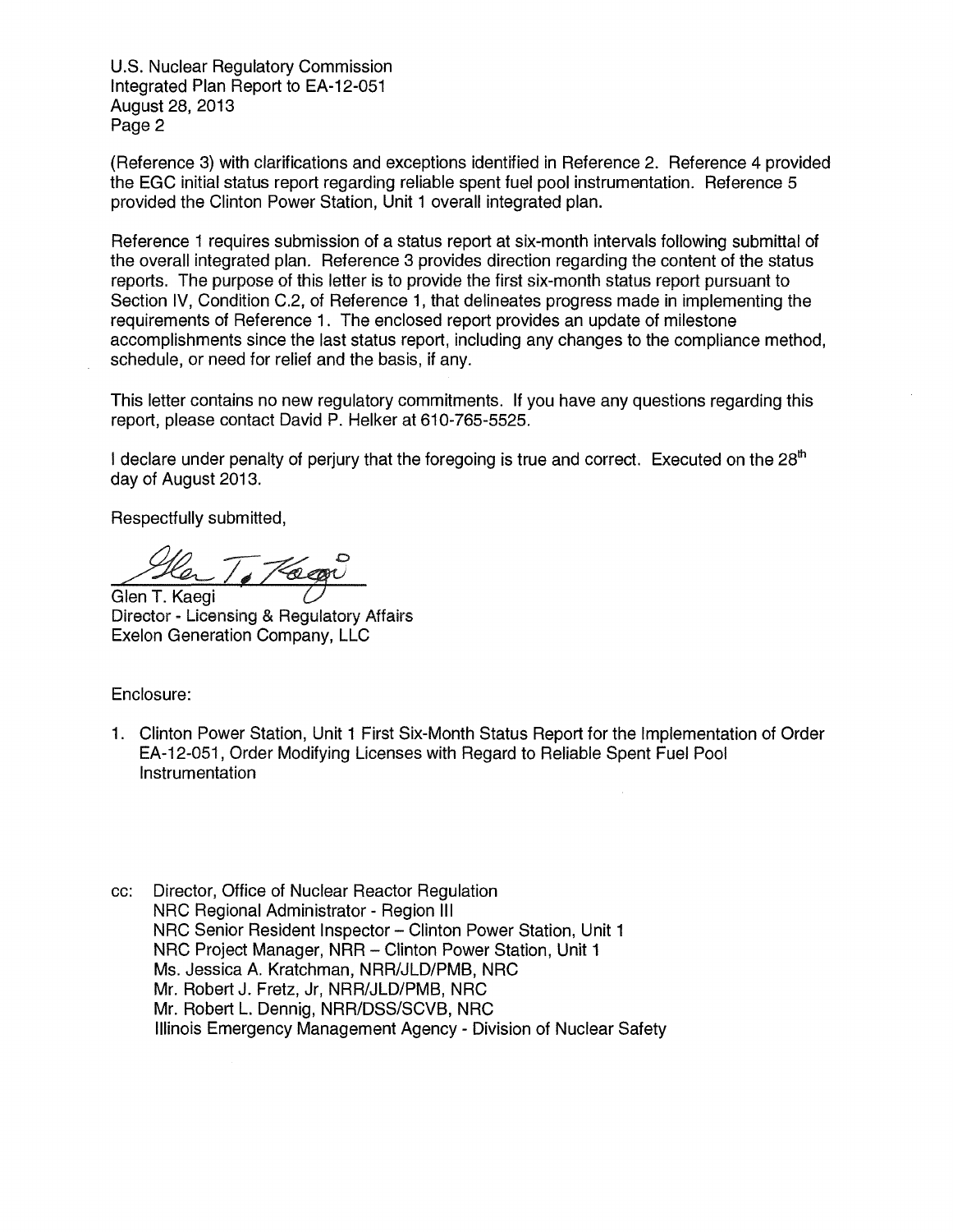(Reference 3) with clarifications and exceptions identified in Reference 2. Reference 4 provided the EGC initial status report regarding reliable spent fuel pool instrumentation. Reference 5 provided the Clinton Power Station, Unit 1 overall integrated plan.

Reference 1 requires submission of a status report at six-month intervals following submittal of the overall integrated plan. Reference 3 provides direction regarding the content of the status reports. The purpose of this letter is to provide the first six-month status report pursuant to Section IV, Condition C.2, of Reference 1, that delineates progress made in implementing the requirements of Reference 1. The enclosed report provides an update of milestone accomplishments since the last status report, including any changes to the compliance method, schedule, or need for relief and the basis, if any.

This letter contains no new regulatory commitments. If you have any questions regarding this report, please contact David P. Helker at 610-765-5525.

I declare under penalty of perjury that the foregoing is true and correct. Executed on the 28th day of August 2013.

Respectfully submitted,

Glen T. Kaegi
Director - Licensing & Regulatory Affairs
Exelon Generation Company, LLC

Enclosure:

1. Clinton Power Station, Unit 1 First Six-Month Status Report for the Implementation of Order EA-12-051, Order Modifying Licenses with Regard to Reliable Spent Fuel Pool Instrumentation

cc: Director, Office of Nuclear Reactor Regulation
NRC Regional Administrator - Region III
NRC Senior Resident Inspector – Clinton Power Station, Unit 1
NRC Project Manager, NRR – Clinton Power Station, Unit 1
Ms. Jessica A. Kratchman, NRR/JLD/PMB, NRC
Mr. Robert J. Fretz, Jr, NRR/JLD/PMB, NRC
Mr. Robert L. Dennig, NRR/DSS/SCVB, NRC
Illinois Emergency Management Agency - Division of Nuclear Safety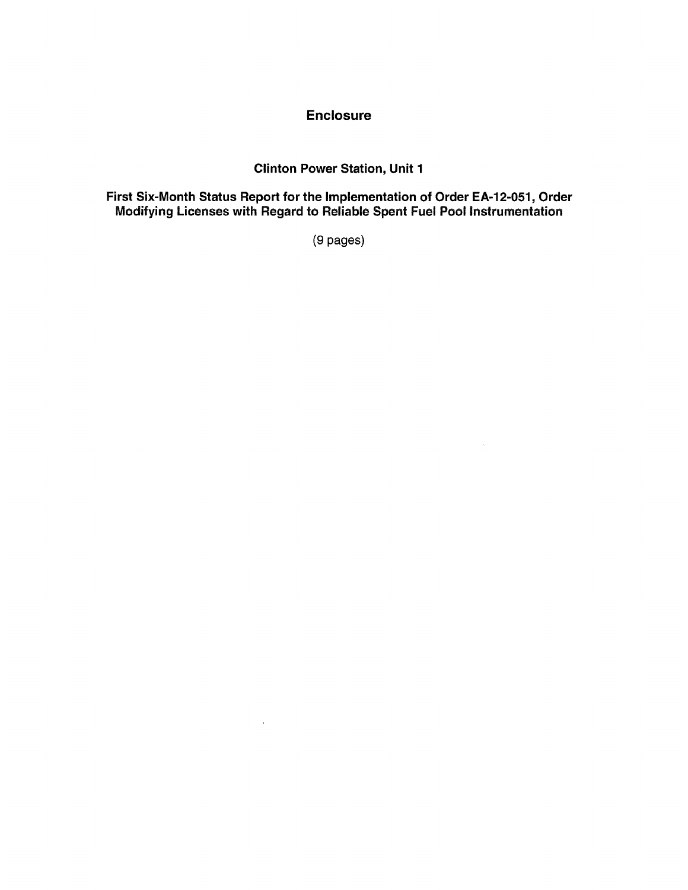# Enclosure

## Clinton Power Station, Unit 1

## First Six-Month Status Report for the Implementation of Order EA-12-051, Order Modifying Licenses with Regard to Reliable Spent Fuel Pool Instrumentation

(9 pages)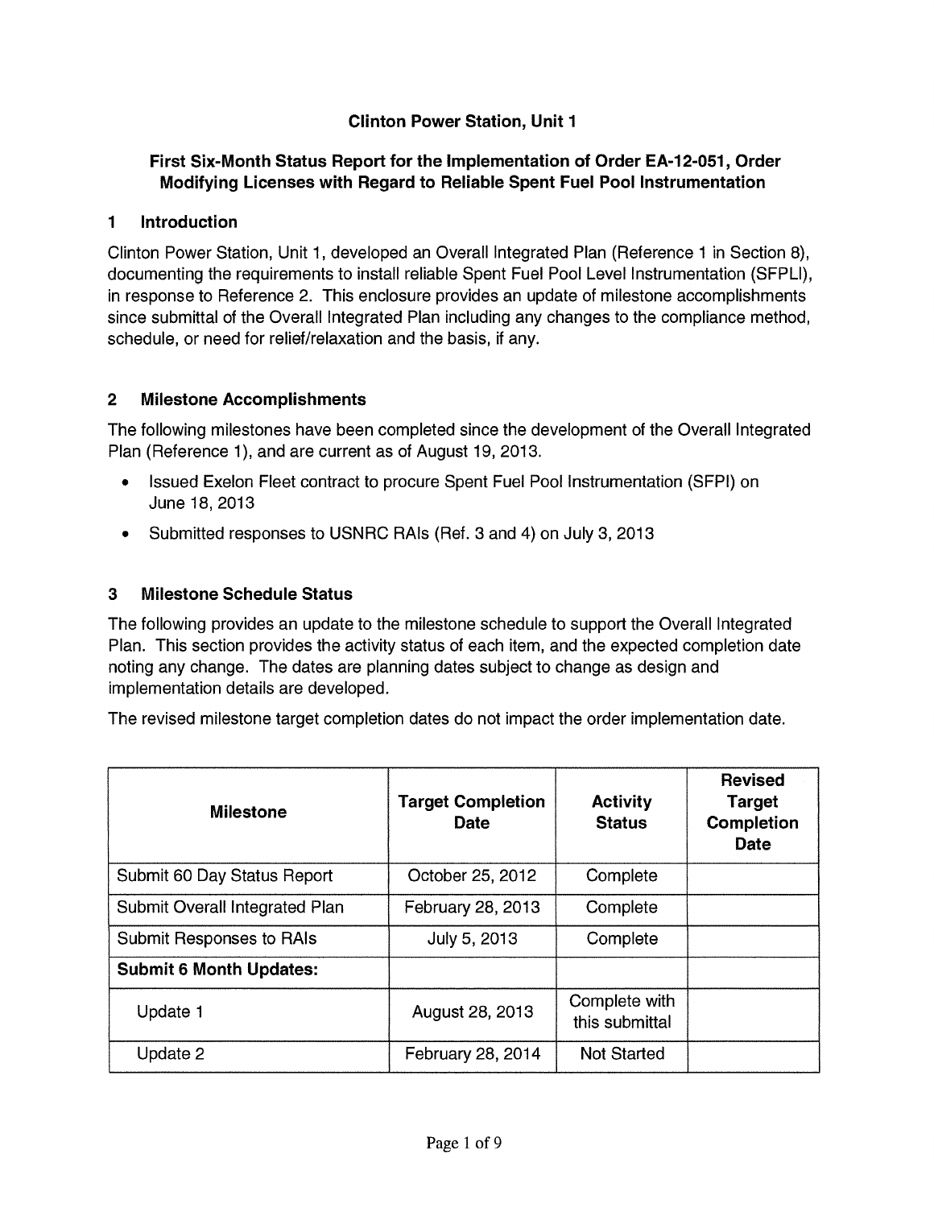## Clinton Power Station, Unit 1

## First Six-Month Status Report for the Implementation of Order EA-12-051, Order Modifying Licenses with Regard to Reliable Spent Fuel Pool Instrumentation

### 1 Introduction

Clinton Power Station, Unit 1, developed an Overall Integrated Plan (Reference 1 in Section 8), documenting the requirements to install reliable Spent Fuel Pool Level Instrumentation (SFPLI), in response to Reference 2. This enclosure provides an update of milestone accomplishments since submittal of the Overall Integrated Plan including any changes to the compliance method, schedule, or need for relief/relaxation and the basis, if any.

### 2 Milestone Accomplishments

The following milestones have been completed since the development of the Overall Integrated Plan (Reference 1), and are current as of August 19, 2013.

- Issued Exelon Fleet contract to procure Spent Fuel Pool Instrumentation (SFPI) on June 18, 2013
- Submitted responses to USNRC RAIs (Ref. 3 and 4) on July 3, 2013

### 3 Milestone Schedule Status

The following provides an update to the milestone schedule to support the Overall Integrated Plan. This section provides the activity status of each item, and the expected completion date noting any change. The dates are planning dates subject to change as design and implementation details are developed.

The revised milestone target completion dates do not impact the order implementation date.

| Milestone | Target Completion Date | Activity Status | Revised Target Completion Date |
|---|---|---|---|
| Submit 60 Day Status Report | October 25, 2012 | Complete | |
| Submit Overall Integrated Plan | February 28, 2013 | Complete | |
| Submit Responses to RAIs | July 5, 2013 | Complete | |
| **Submit 6 Month Updates:** | | | |
| Update 1 | August 28, 2013 | Complete with this submittal | |
| Update 2 | February 28, 2014 | Not Started | |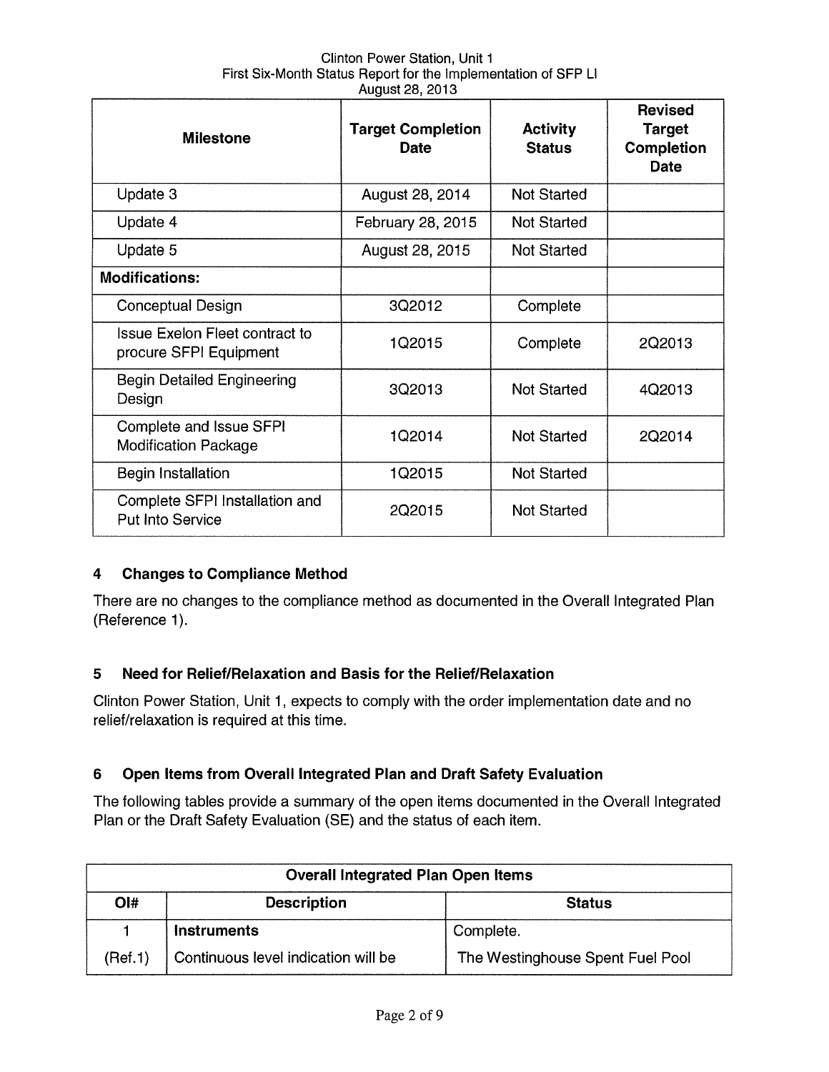| Milestone | Target Completion Date | Activity Status | Revised Target Completion Date |
|---|---|---|---|
| Update 3 | August 28, 2014 | Not Started | |
| Update 4 | February 28, 2015 | Not Started | |
| Update 5 | August 28, 2015 | Not Started | |
| **Modifications:** | | | |
| Conceptual Design | 3Q2012 | Complete | |
| Issue Exelon Fleet contract to procure SFPI Equipment | 1Q2015 | Complete | 2Q2013 |
| Begin Detailed Engineering Design | 3Q2013 | Not Started | 4Q2013 |
| Complete and Issue SFPI Modification Package | 1Q2014 | Not Started | 2Q2014 |
| Begin Installation | 1Q2015 | Not Started | |
| Complete SFPI Installation and Put Into Service | 2Q2015 | Not Started | |

## 4 Changes to Compliance Method

There are no changes to the compliance method as documented in the Overall Integrated Plan (Reference 1).

## 5 Need for Relief/Relaxation and Basis for the Relief/Relaxation

Clinton Power Station, Unit 1, expects to comply with the order implementation date and no relief/relaxation is required at this time.

## 6 Open Items from Overall Integrated Plan and Draft Safety Evaluation

The following tables provide a summary of the open items documented in the Overall Integrated Plan or the Draft Safety Evaluation (SE) and the status of each item.

| Overall Integrated Plan Open Items | | |
|---|---|---|
| **OI#** | **Description** | **Status** |
| 1<br>(Ref.1) | **Instruments**<br>Continuous level indication will be | Complete.<br>The Westinghouse Spent Fuel Pool |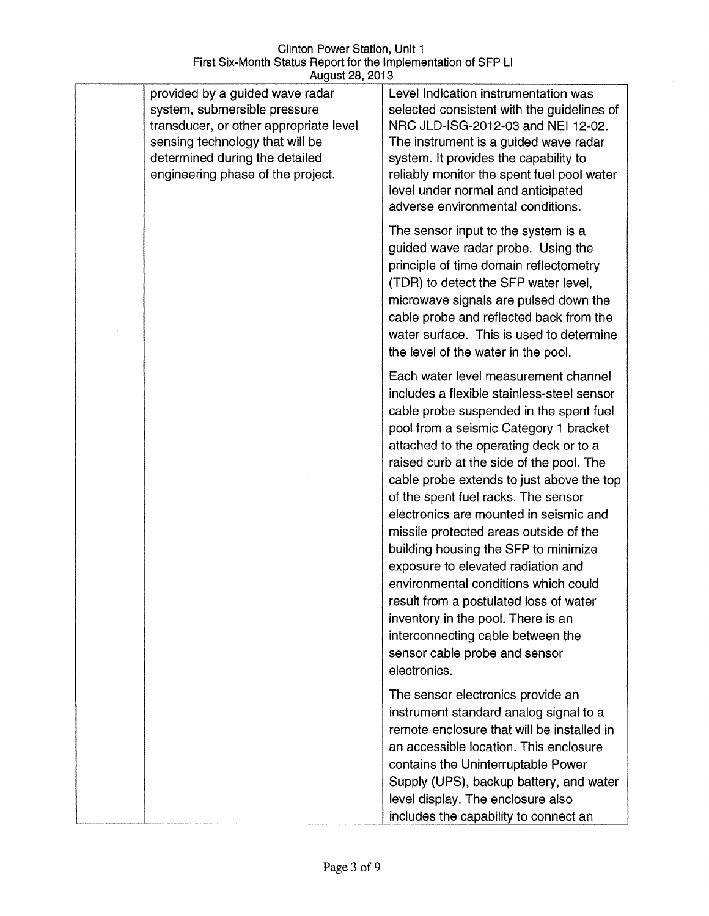| | | |
|---|---|---|
| | provided by a guided wave radar system, submersible pressure transducer, or other appropriate level sensing technology that will be determined during the detailed engineering phase of the project. | Level Indication instrumentation was selected consistent with the guidelines of NRC JLD-ISG-2012-03 and NEI 12-02. The instrument is a guided wave radar system. It provides the capability to reliably monitor the spent fuel pool water level under normal and anticipated adverse environmental conditions.<br><br>The sensor input to the system is a guided wave radar probe. Using the principle of time domain reflectometry (TDR) to detect the SFP water level, microwave signals are pulsed down the cable probe and reflected back from the water surface. This is used to determine the level of the water in the pool.<br><br>Each water level measurement channel includes a flexible stainless-steel sensor cable probe suspended in the spent fuel pool from a seismic Category 1 bracket attached to the operating deck or to a raised curb at the side of the pool. The cable probe extends to just above the top of the spent fuel racks. The sensor electronics are mounted in seismic and missile protected areas outside of the building housing the SFP to minimize exposure to elevated radiation and environmental conditions which could result from a postulated loss of water inventory in the pool. There is an interconnecting cable between the sensor cable probe and sensor electronics.<br><br>The sensor electronics provide an instrument standard analog signal to a remote enclosure that will be installed in an accessible location. This enclosure contains the Uninterruptable Power Supply (UPS), backup battery, and water level display. The enclosure also includes the capability to connect an |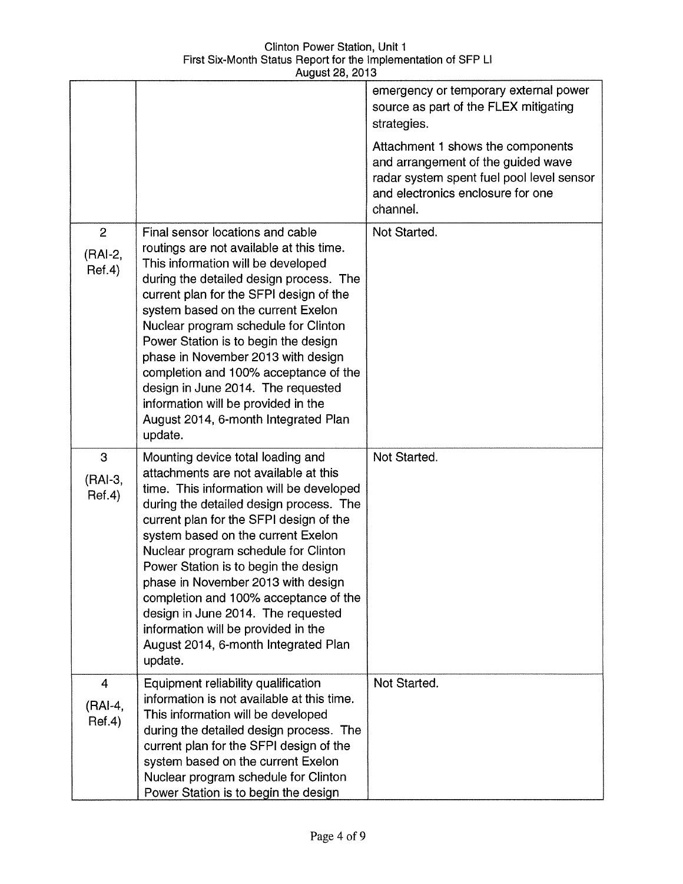| | | |
|---|---|---|
| | | emergency or temporary external power source as part of the FLEX mitigating strategies.<br><br>Attachment 1 shows the components and arrangement of the guided wave radar system spent fuel pool level sensor and electronics enclosure for one channel. |
| 2<br>(RAI-2, Ref.4) | Final sensor locations and cable routings are not available at this time. This information will be developed during the detailed design process. The current plan for the SFPI design of the system based on the current Exelon Nuclear program schedule for Clinton Power Station is to begin the design phase in November 2013 with design completion and 100% acceptance of the design in June 2014. The requested information will be provided in the August 2014, 6-month Integrated Plan update. | Not Started. |
| 3<br>(RAI-3, Ref.4) | Mounting device total loading and attachments are not available at this time. This information will be developed during the detailed design process. The current plan for the SFPI design of the system based on the current Exelon Nuclear program schedule for Clinton Power Station is to begin the design phase in November 2013 with design completion and 100% acceptance of the design in June 2014. The requested information will be provided in the August 2014, 6-month Integrated Plan update. | Not Started. |
| 4<br>(RAI-4, Ref.4) | Equipment reliability qualification information is not available at this time. This information will be developed during the detailed design process. The current plan for the SFPI design of the system based on the current Exelon Nuclear program schedule for Clinton Power Station is to begin the design | Not Started. |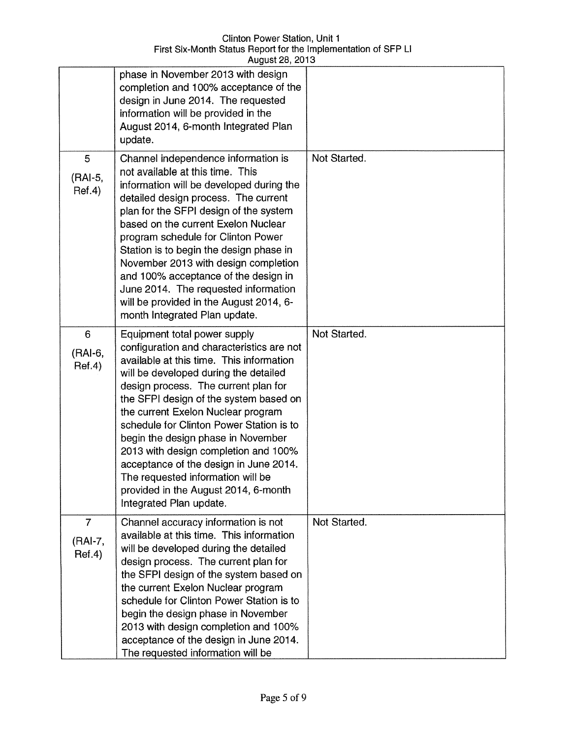| | | |
|---|---|---|
| | phase in November 2013 with design completion and 100% acceptance of the design in June 2014. The requested information will be provided in the August 2014, 6-month Integrated Plan update. | |
| 5 (RAI-5, Ref.4) | Channel independence information is not available at this time. This information will be developed during the detailed design process. The current plan for the SFPI design of the system based on the current Exelon Nuclear program schedule for Clinton Power Station is to begin the design phase in November 2013 with design completion and 100% acceptance of the design in June 2014. The requested information will be provided in the August 2014, 6-month Integrated Plan update. | Not Started. |
| 6 (RAI-6, Ref.4) | Equipment total power supply configuration and characteristics are not available at this time. This information will be developed during the detailed design process. The current plan for the SFPI design of the system based on the current Exelon Nuclear program schedule for Clinton Power Station is to begin the design phase in November 2013 with design completion and 100% acceptance of the design in June 2014. The requested information will be provided in the August 2014, 6-month Integrated Plan update. | Not Started. |
| 7 (RAI-7, Ref.4) | Channel accuracy information is not available at this time. This information will be developed during the detailed design process. The current plan for the SFPI design of the system based on the current Exelon Nuclear program schedule for Clinton Power Station is to begin the design phase in November 2013 with design completion and 100% acceptance of the design in June 2014. The requested information will be | Not Started. |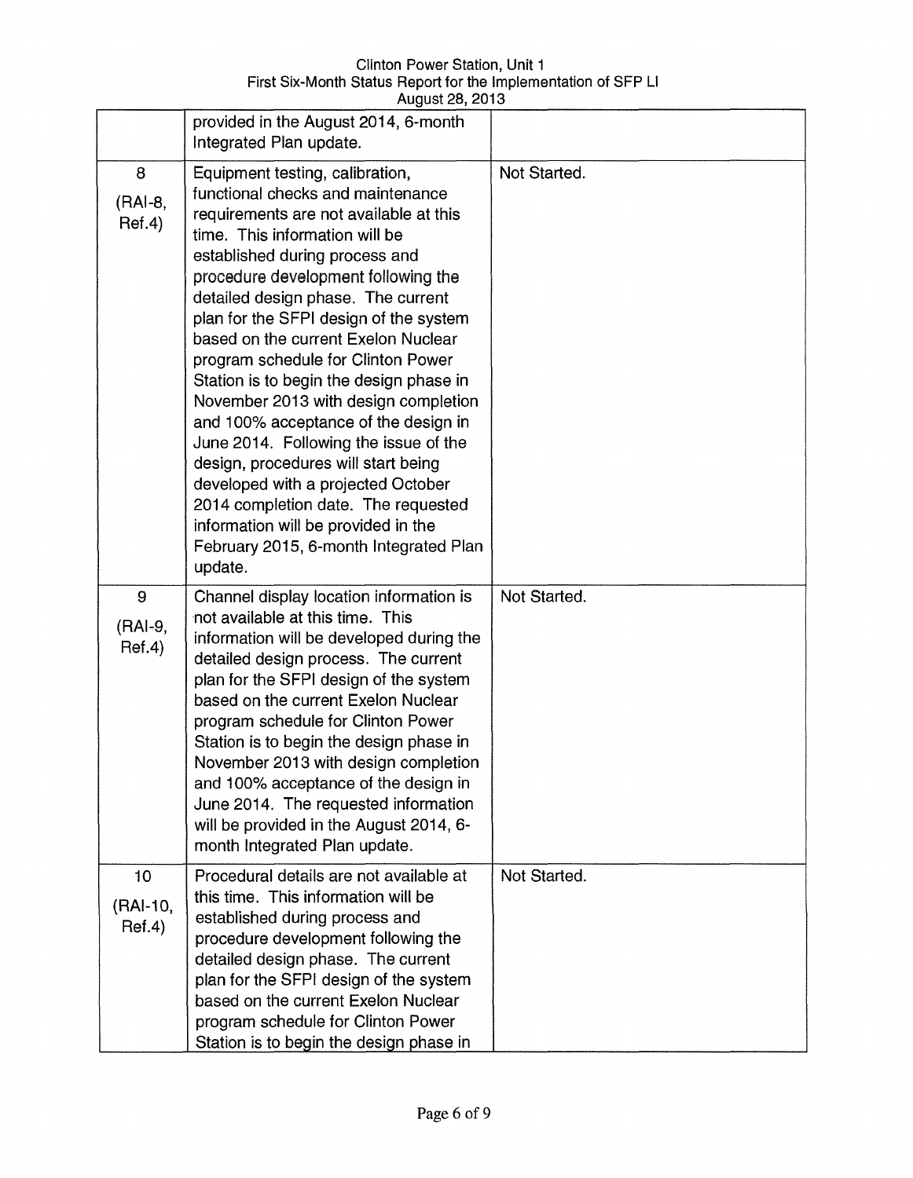| | | |
|---|---|---|
| | provided in the August 2014, 6-month Integrated Plan update. | |
| 8 (RAI-8, Ref.4) | Equipment testing, calibration, functional checks and maintenance requirements are not available at this time. This information will be established during process and procedure development following the detailed design phase. The current plan for the SFPI design of the system based on the current Exelon Nuclear program schedule for Clinton Power Station is to begin the design phase in November 2013 with design completion and 100% acceptance of the design in June 2014. Following the issue of the design, procedures will start being developed with a projected October 2014 completion date. The requested information will be provided in the February 2015, 6-month Integrated Plan update. | Not Started. |
| 9 (RAI-9, Ref.4) | Channel display location information is not available at this time. This information will be developed during the detailed design process. The current plan for the SFPI design of the system based on the current Exelon Nuclear program schedule for Clinton Power Station is to begin the design phase in November 2013 with design completion and 100% acceptance of the design in June 2014. The requested information will be provided in the August 2014, 6-month Integrated Plan update. | Not Started. |
| 10 (RAI-10, Ref.4) | Procedural details are not available at this time. This information will be established during process and procedure development following the detailed design phase. The current plan for the SFPI design of the system based on the current Exelon Nuclear program schedule for Clinton Power Station is to begin the design phase in | Not Started. |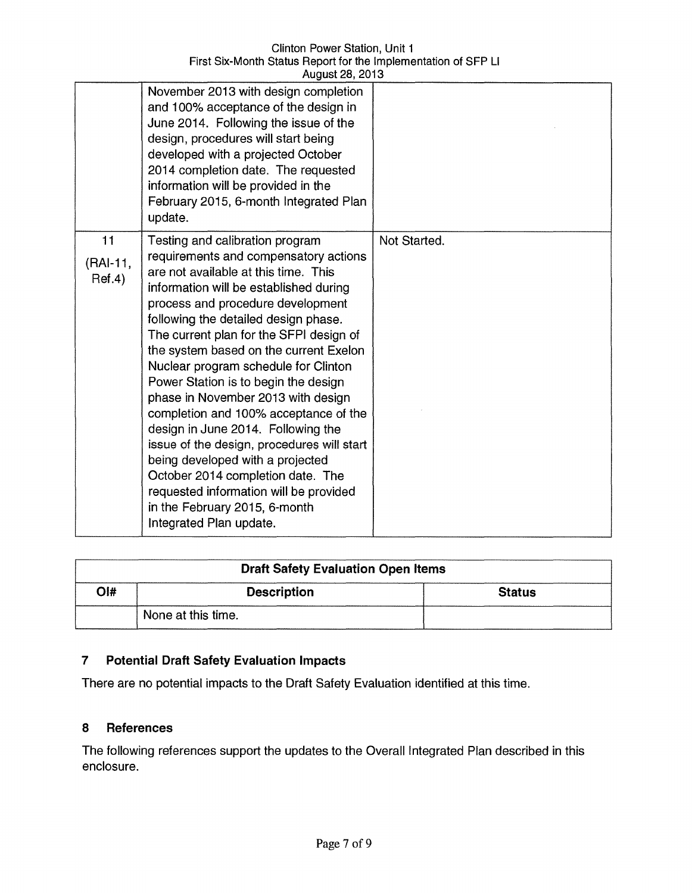| | | |
|---|---|---|
| | November 2013 with design completion and 100% acceptance of the design in June 2014. Following the issue of the design, procedures will start being developed with a projected October 2014 completion date. The requested information will be provided in the February 2015, 6-month Integrated Plan update. | |
| 11 (RAI-11, Ref.4) | Testing and calibration program requirements and compensatory actions are not available at this time. This information will be established during process and procedure development following the detailed design phase. The current plan for the SFPI design of the system based on the current Exelon Nuclear program schedule for Clinton Power Station is to begin the design phase in November 2013 with design completion and 100% acceptance of the design in June 2014. Following the issue of the design, procedures will start being developed with a projected October 2014 completion date. The requested information will be provided in the February 2015, 6-month Integrated Plan update. | Not Started. |

| **Draft Safety Evaluation Open Items** | | |
|---|---|---|
| **OI#** | **Description** | **Status** |
| | None at this time. | |

## 7 Potential Draft Safety Evaluation Impacts

There are no potential impacts to the Draft Safety Evaluation identified at this time.

## 8 References

The following references support the updates to the Overall Integrated Plan described in this enclosure.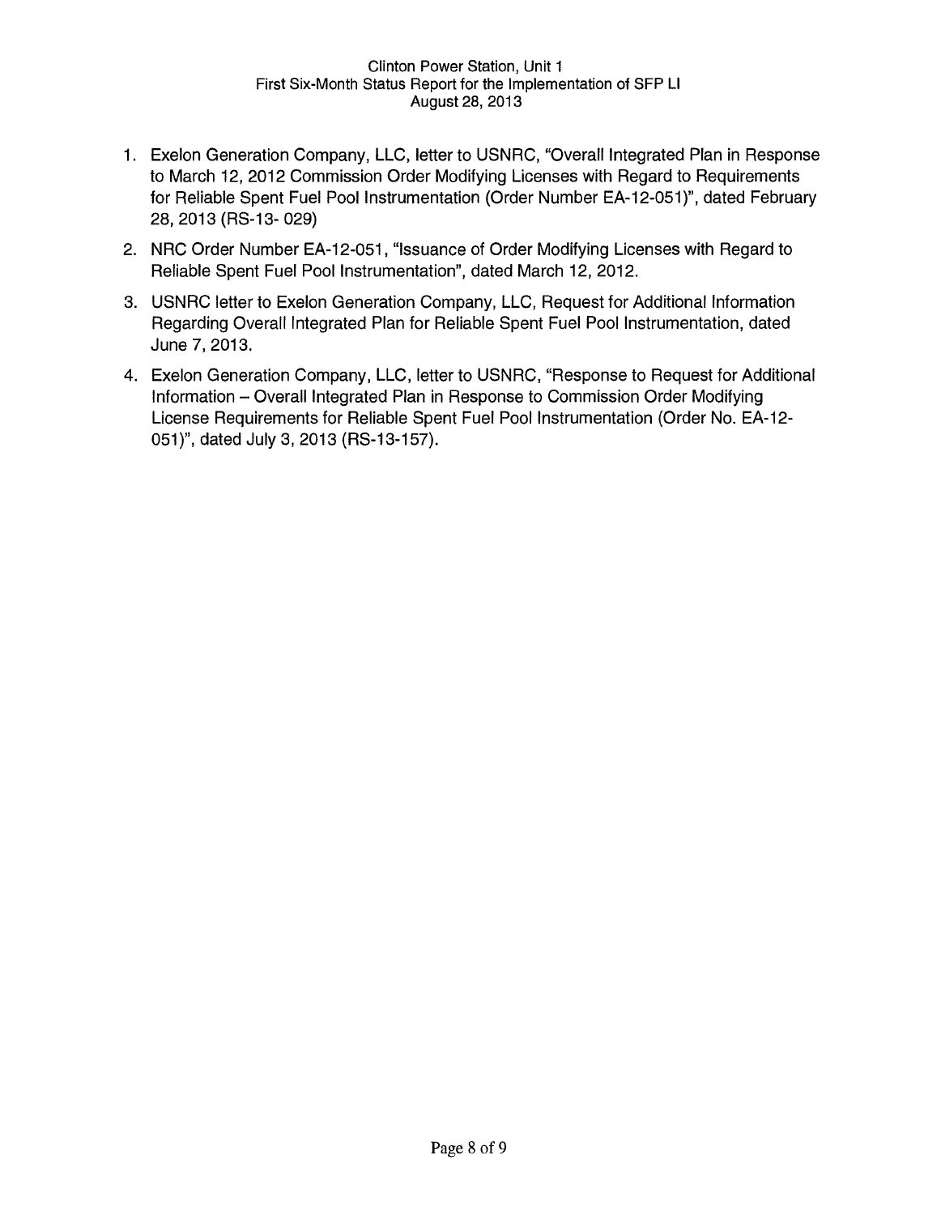1. Exelon Generation Company, LLC, letter to USNRC, "Overall Integrated Plan in Response to March 12, 2012 Commission Order Modifying Licenses with Regard to Requirements for Reliable Spent Fuel Pool Instrumentation (Order Number EA-12-051)", dated February 28, 2013 (RS-13- 029)
2. NRC Order Number EA-12-051, "Issuance of Order Modifying Licenses with Regard to Reliable Spent Fuel Pool Instrumentation", dated March 12, 2012.
3. USNRC letter to Exelon Generation Company, LLC, Request for Additional Information Regarding Overall Integrated Plan for Reliable Spent Fuel Pool Instrumentation, dated June 7, 2013.
4. Exelon Generation Company, LLC, letter to USNRC, "Response to Request for Additional Information – Overall Integrated Plan in Response to Commission Order Modifying License Requirements for Reliable Spent Fuel Pool Instrumentation (Order No. EA-12-051)", dated July 3, 2013 (RS-13-157).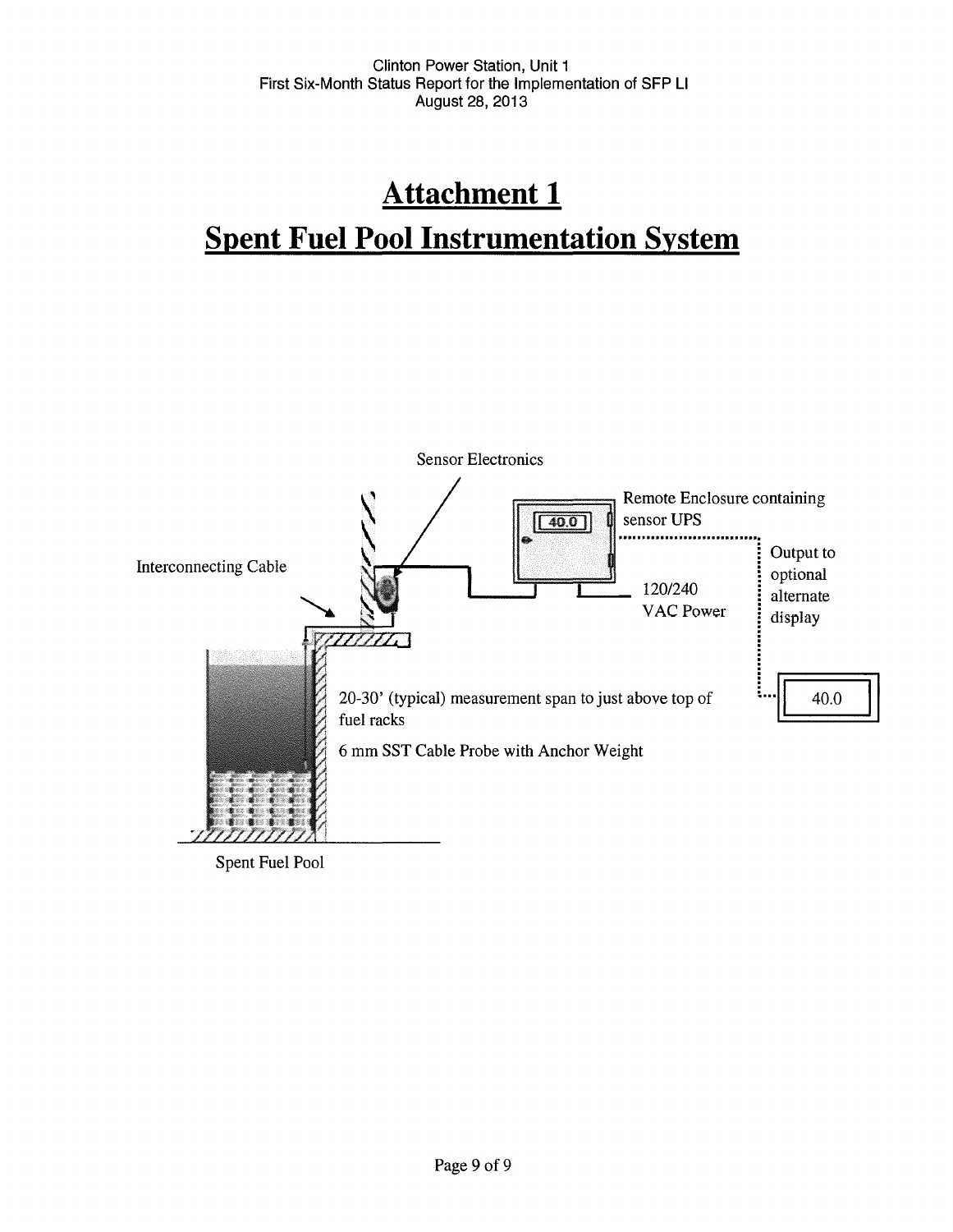# Attachment 1

# Spent Fuel Pool Instrumentation System

Sensor Electronics

Remote Enclosure containing sensor UPS

40.0

Interconnecting Cable

Output to optional alternate display

120/240 VAC Power

40.0

20-30' (typical) measurement span to just above top of fuel racks

6 mm SST Cable Probe with Anchor Weight

Spent Fuel Pool